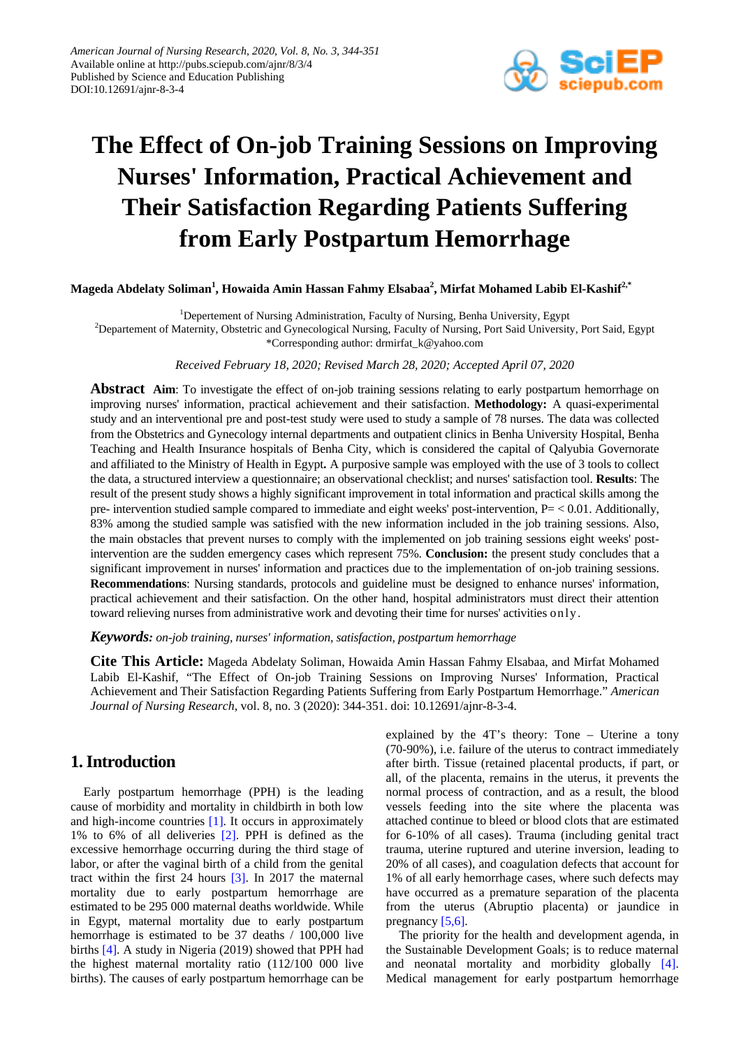# The Effect of On-job Training Sessions on Improving Nurses' Information, Practical Achievement and Their Satisfaction Regarding Patients Suffering from Early Postpartum Hemorrhage

**Mageda Abdelaty Soliman[1], Howaida Amin Hassan Fahmy Elsabaa[2], Mirfat Mohamed Labib El-Kashif[2,*]**

[1]Departement of Nursing Administration, Faculty of Nursing, Benha University, Egypt
[2]Departement of Maternity, Obstetric and Gynecological Nursing, Faculty of Nursing, Port Said University, Port Said, Egypt
*Corresponding author: drmirfat_k@yahoo.com

*Received February 18, 2020; Revised March 28, 2020; Accepted April 07, 2020*

**Abstract** **Aim**: To investigate the effect of on-job training sessions relating to early postpartum hemorrhage on improving nurses' information, practical achievement and their satisfaction. **Methodology:** A quasi-experimental study and an interventional pre and post-test study were used to study a sample of 78 nurses. The data was collected from the Obstetrics and Gynecology internal departments and outpatient clinics in Benha University Hospital, Benha Teaching and Health Insurance hospitals of Benha City, which is considered the capital of Qalyubia Governorate and affiliated to the Ministry of Health in Egypt**.** A purposive sample was employed with the use of 3 tools to collect the data, a structured interview a questionnaire; an observational checklist; and nurses' satisfaction tool. **Results**: The result of the present study shows a highly significant improvement in total information and practical skills among the pre- intervention studied sample compared to immediate and eight weeks' post-intervention, P= < 0.01. Additionally, 83% among the studied sample was satisfied with the new information included in the job training sessions. Also, the main obstacles that prevent nurses to comply with the implemented on job training sessions eight weeks' post-intervention are the sudden emergency cases which represent 75%. **Conclusion:** the present study concludes that a significant improvement in nurses' information and practices due to the implementation of on-job training sessions. **Recommendations**: Nursing standards, protocols and guideline must be designed to enhance nurses' information, practical achievement and their satisfaction. On the other hand, hospital administrators must direct their attention toward relieving nurses from administrative work and devoting their time for nurses' activities only.

***Keywords:*** *on-job training, nurses' information, satisfaction, postpartum hemorrhage*

**Cite This Article:** Mageda Abdelaty Soliman, Howaida Amin Hassan Fahmy Elsabaa, and Mirfat Mohamed Labib El-Kashif, "The Effect of On-job Training Sessions on Improving Nurses' Information, Practical Achievement and Their Satisfaction Regarding Patients Suffering from Early Postpartum Hemorrhage." *American Journal of Nursing Research*, vol. 8, no. 3 (2020): 344-351. doi: 10.12691/ajnr-8-3-4.

## 1. Introduction

Early postpartum hemorrhage (PPH) is the leading cause of morbidity and mortality in childbirth in both low and high-income countries [1]. It occurs in approximately 1% to 6% of all deliveries [2]. PPH is defined as the excessive hemorrhage occurring during the third stage of labor, or after the vaginal birth of a child from the genital tract within the first 24 hours [3]. In 2017 the maternal mortality due to early postpartum hemorrhage are estimated to be 295 000 maternal deaths worldwide. While in Egypt, maternal mortality due to early postpartum hemorrhage is estimated to be 37 deaths / 100,000 live births [4]. A study in Nigeria (2019) showed that PPH had the highest maternal mortality ratio (112/100 000 live births). The causes of early postpartum hemorrhage can be explained by the 4T's theory: Tone – Uterine a tony (70-90%), i.e. failure of the uterus to contract immediately after birth. Tissue (retained placental products, if part, or all, of the placenta, remains in the uterus, it prevents the normal process of contraction, and as a result, the blood vessels feeding into the site where the placenta was attached continue to bleed or blood clots that are estimated for 6-10% of all cases). Trauma (including genital tract trauma, uterine ruptured and uterine inversion, leading to 20% of all cases), and coagulation defects that account for 1% of all early hemorrhage cases, where such defects may have occurred as a premature separation of the placenta from the uterus (Abruptio placenta) or jaundice in pregnancy [5,6].

The priority for the health and development agenda, in the Sustainable Development Goals; is to reduce maternal and neonatal mortality and morbidity globally [4]. Medical management for early postpartum hemorrhage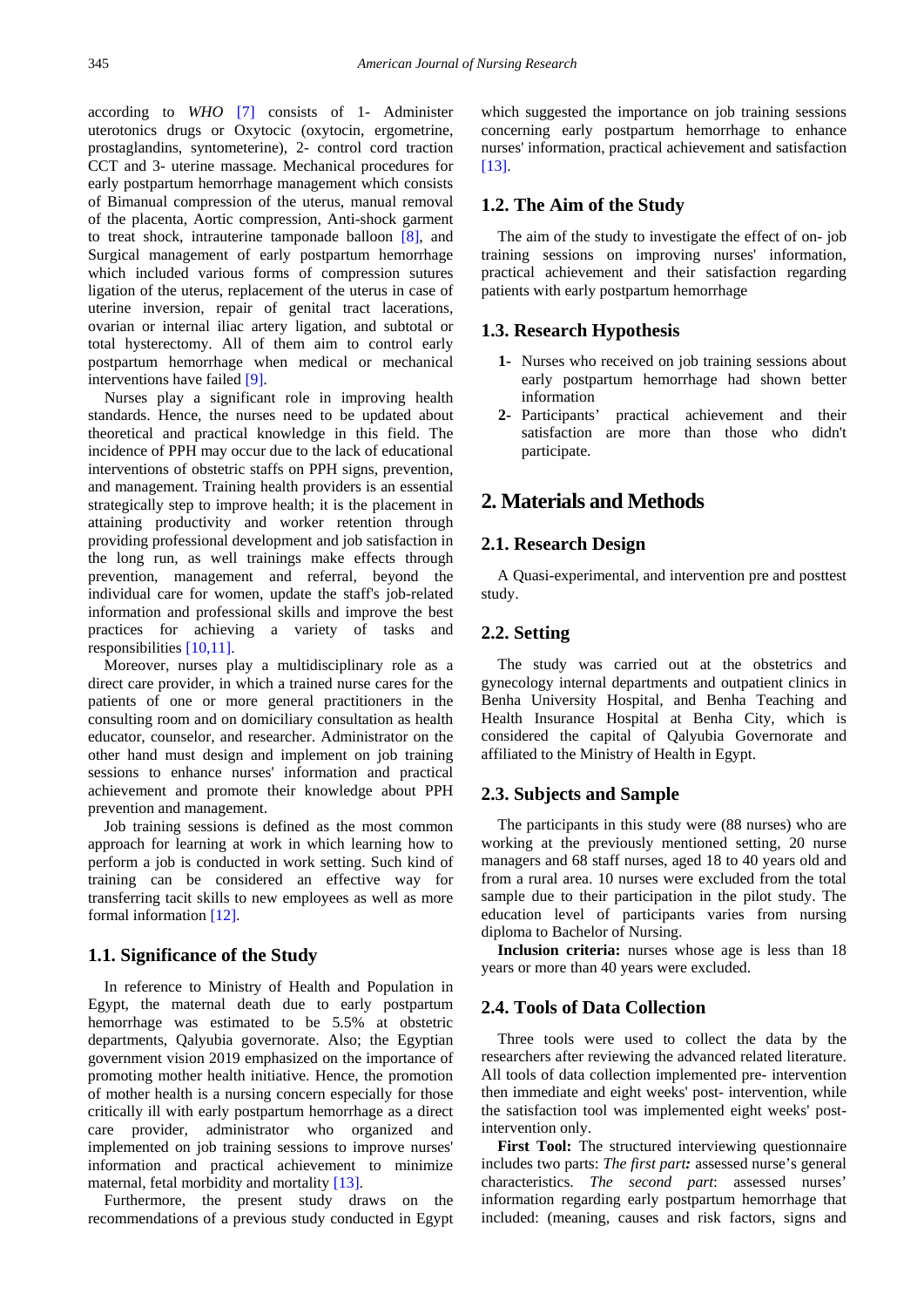according to *WHO* [7] consists of 1- Administer uterotonics drugs or Oxytocic (oxytocin, ergometrine, prostaglandins, syntometerine), 2- control cord traction CCT and 3- uterine massage. Mechanical procedures for early postpartum hemorrhage management which consists of Bimanual compression of the uterus, manual removal of the placenta, Aortic compression, Anti-shock garment to treat shock, intrauterine tamponade balloon [8], and Surgical management of early postpartum hemorrhage which included various forms of compression sutures ligation of the uterus, replacement of the uterus in case of uterine inversion, repair of genital tract lacerations, ovarian or internal iliac artery ligation, and subtotal or total hysterectomy. All of them aim to control early postpartum hemorrhage when medical or mechanical interventions have failed [9].

Nurses play a significant role in improving health standards. Hence, the nurses need to be updated about theoretical and practical knowledge in this field. The incidence of PPH may occur due to the lack of educational interventions of obstetric staffs on PPH signs, prevention, and management. Training health providers is an essential strategically step to improve health; it is the placement in attaining productivity and worker retention through providing professional development and job satisfaction in the long run, as well trainings make effects through prevention, management and referral, beyond the individual care for women, update the staff's job-related information and professional skills and improve the best practices for achieving a variety of tasks and responsibilities [10,11].

Moreover, nurses play a multidisciplinary role as a direct care provider, in which a trained nurse cares for the patients of one or more general practitioners in the consulting room and on domiciliary consultation as health educator, counselor, and researcher. Administrator on the other hand must design and implement on job training sessions to enhance nurses' information and practical achievement and promote their knowledge about PPH prevention and management.

Job training sessions is defined as the most common approach for learning at work in which learning how to perform a job is conducted in work setting. Such kind of training can be considered an effective way for transferring tacit skills to new employees as well as more formal information [12].

### 1.1. Significance of the Study

In reference to Ministry of Health and Population in Egypt, the maternal death due to early postpartum hemorrhage was estimated to be 5.5% at obstetric departments, Qalyubia governorate. Also; the Egyptian government vision 2019 emphasized on the importance of promoting mother health initiative. Hence, the promotion of mother health is a nursing concern especially for those critically ill with early postpartum hemorrhage as a direct care provider, administrator who organized and implemented on job training sessions to improve nurses' information and practical achievement to minimize maternal, fetal morbidity and mortality [13].

Furthermore, the present study draws on the recommendations of a previous study conducted in Egypt which suggested the importance on job training sessions concerning early postpartum hemorrhage to enhance nurses' information, practical achievement and satisfaction [13].

### 1.2. The Aim of the Study

The aim of the study to investigate the effect of on- job training sessions on improving nurses' information, practical achievement and their satisfaction regarding patients with early postpartum hemorrhage

### 1.3. Research Hypothesis

1- Nurses who received on job training sessions about early postpartum hemorrhage had shown better information
2- Participants' practical achievement and their satisfaction are more than those who didn't participate.

## 2. Materials and Methods

### 2.1. Research Design

A Quasi-experimental, and intervention pre and posttest study.

### 2.2. Setting

The study was carried out at the obstetrics and gynecology internal departments and outpatient clinics in Benha University Hospital, and Benha Teaching and Health Insurance Hospital at Benha City, which is considered the capital of Qalyubia Governorate and affiliated to the Ministry of Health in Egypt.

### 2.3. Subjects and Sample

The participants in this study were (88 nurses) who are working at the previously mentioned setting, 20 nurse managers and 68 staff nurses, aged 18 to 40 years old and from a rural area. 10 nurses were excluded from the total sample due to their participation in the pilot study. The education level of participants varies from nursing diploma to Bachelor of Nursing.

**Inclusion criteria:** nurses whose age is less than 18 years or more than 40 years were excluded.

### 2.4. Tools of Data Collection

Three tools were used to collect the data by the researchers after reviewing the advanced related literature. All tools of data collection implemented pre- intervention then immediate and eight weeks' post- intervention, while the satisfaction tool was implemented eight weeks' post-intervention only.

**First Tool:** The structured interviewing questionnaire includes two parts: *The first part:* assessed nurse's general characteristics. *The second part*: assessed nurses' information regarding early postpartum hemorrhage that included: (meaning, causes and risk factors, signs and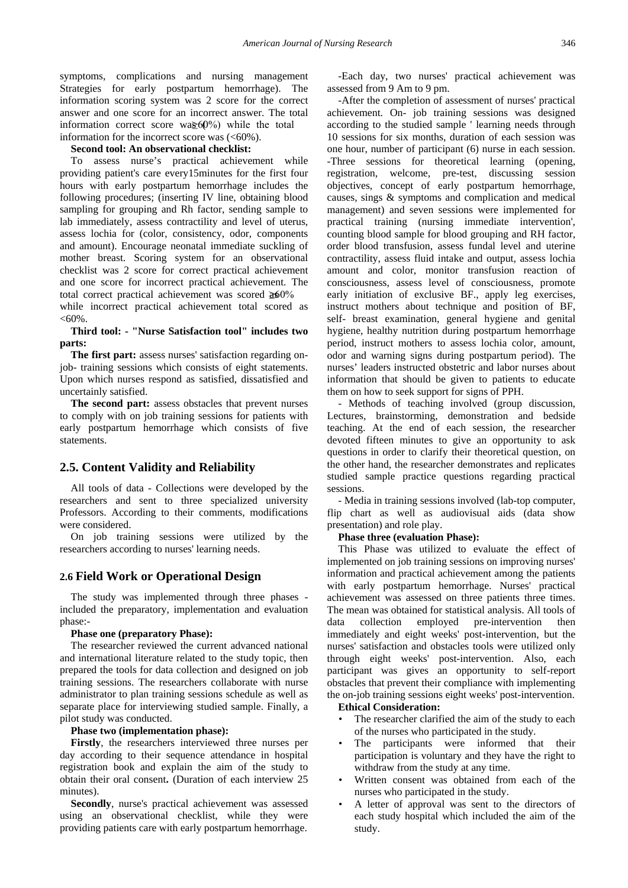symptoms, complications and nursing management Strategies for early postpartum hemorrhage). The information scoring system was 2 score for the correct answer and one score for an incorrect answer. The total information correct score was (≥60%) while the total information for the incorrect score was (<60%).

**Second tool: An observational checklist:**

To assess nurse's practical achievement while providing patient's care every15minutes for the first four hours with early postpartum hemorrhage includes the following procedures; (inserting IV line, obtaining blood sampling for grouping and Rh factor, sending sample to lab immediately, assess contractility and level of uterus, assess lochia for (color, consistency, odor, components and amount). Encourage neonatal immediate suckling of mother breast. Scoring system for an observational checklist was 2 score for correct practical achievement and one score for incorrect practical achievement. The total correct practical achievement was scored as ≥60% while incorrect practical achievement total scored as <60%.

**Third tool: - "Nurse Satisfaction tool" includes two parts:**

**The first part:** assess nurses' satisfaction regarding on-job- training sessions which consists of eight statements. Upon which nurses respond as satisfied, dissatisfied and uncertainly satisfied.

**The second part:** assess obstacles that prevent nurses to comply with on job training sessions for patients with early postpartum hemorrhage which consists of five statements.

## 2.5. Content Validity and Reliability

All tools of data - Collections were developed by the researchers and sent to three specialized university Professors. According to their comments, modifications were considered.

On job training sessions were utilized by the researchers according to nurses' learning needs.

## 2.6 Field Work or Operational Design

The study was implemented through three phases - included the preparatory, implementation and evaluation phase:-

**Phase one (preparatory Phase):**

The researcher reviewed the current advanced national and international literature related to the study topic, then prepared the tools for data collection and designed on job training sessions. The researchers collaborate with nurse administrator to plan training sessions schedule as well as separate place for interviewing studied sample. Finally, a pilot study was conducted.

**Phase two (implementation phase):**

**Firstly**, the researchers interviewed three nurses per day according to their sequence attendance in hospital registration book and explain the aim of the study to obtain their oral consent**.** (Duration of each interview 25 minutes).

**Secondly**, nurse's practical achievement was assessed using an observational checklist, while they were providing patients care with early postpartum hemorrhage.

-Each day, two nurses' practical achievement was assessed from 9 Am to 9 pm.

-After the completion of assessment of nurses' practical achievement. On- job training sessions was designed according to the studied sample ' learning needs through 10 sessions for six months, duration of each session was one hour, number of participant (6) nurse in each session. -Three sessions for theoretical learning (opening, registration, welcome, pre-test, discussing session objectives, concept of early postpartum hemorrhage, causes, sings & symptoms and complication and medical management) and seven sessions were implemented for practical training (nursing immediate intervention', counting blood sample for blood grouping and RH factor, order blood transfusion, assess fundal level and uterine contractility, assess fluid intake and output, assess lochia amount and color, monitor transfusion reaction of consciousness, assess level of consciousness, promote early initiation of exclusive BF., apply leg exercises, instruct mothers about technique and position of BF, self- breast examination, general hygiene and genital hygiene, healthy nutrition during postpartum hemorrhage period, instruct mothers to assess lochia color, amount, odor and warning signs during postpartum period). The nurses' leaders instructed obstetric and labor nurses about information that should be given to patients to educate them on how to seek support for signs of PPH.

- Methods of teaching involved (group discussion, Lectures, brainstorming, demonstration and bedside teaching. At the end of each session, the researcher devoted fifteen minutes to give an opportunity to ask questions in order to clarify their theoretical question, on the other hand, the researcher demonstrates and replicates studied sample practice questions regarding practical sessions.

- Media in training sessions involved (lab-top computer, flip chart as well as audiovisual aids (data show presentation) and role play.

**Phase three (evaluation Phase):**

This Phase was utilized to evaluate the effect of implemented on job training sessions on improving nurses' information and practical achievement among the patients with early postpartum hemorrhage. Nurses' practical achievement was assessed on three patients three times. The mean was obtained for statistical analysis. All tools of data collection employed pre-intervention then immediately and eight weeks' post-intervention, but the nurses' satisfaction and obstacles tools were utilized only through eight weeks' post-intervention. Also, each participant was gives an opportunity to self-report obstacles that prevent their compliance with implementing the on-job training sessions eight weeks' post-intervention.

**Ethical Consideration:**

- The researcher clarified the aim of the study to each of the nurses who participated in the study.
- The participants were informed that their participation is voluntary and they have the right to withdraw from the study at any time.
- Written consent was obtained from each of the nurses who participated in the study.
- A letter of approval was sent to the directors of each study hospital which included the aim of the study.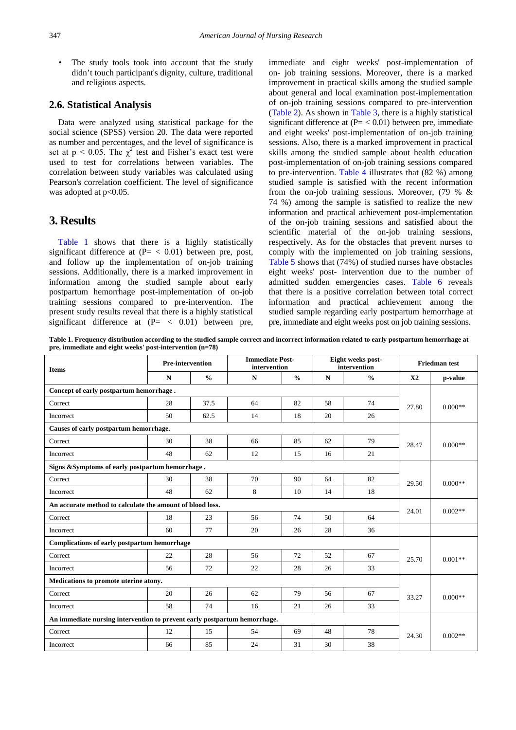- The study tools took into account that the study didn't touch participant's dignity, culture, traditional and religious aspects.

### 2.6. Statistical Analysis

Data were analyzed using statistical package for the social science (SPSS) version 20. The data were reported as number and percentages, and the level of significance is set at $p < 0.05$. The $\chi^2$ test and Fisher's exact test were used to test for correlations between variables. The correlation between study variables was calculated using Pearson's correlation coefficient. The level of significance was adopted at $p<0.05$.

## 3. Results

Table 1 shows that there is a highly statistically significant difference at ($P= < 0.01$) between pre, post, and follow up the implementation of on-job training sessions. Additionally, there is a marked improvement in information among the studied sample about early postpartum hemorrhage post-implementation of on-job training sessions compared to pre-intervention. The present study results reveal that there is a highly statistical significant difference at ($P= < 0.01$) between pre, immediate and eight weeks' post-implementation of on- job training sessions. Moreover, there is a marked improvement in practical skills among the studied sample about general and local examination post-implementation of on-job training sessions compared to pre-intervention (Table 2). As shown in Table 3, there is a highly statistical significant difference at ($P= < 0.01$) between pre, immediate and eight weeks' post-implementation of on-job training sessions. Also, there is a marked improvement in practical skills among the studied sample about health education post-implementation of on-job training sessions compared to pre-intervention. Table 4 illustrates that (82 %) among studied sample is satisfied with the recent information from the on-job training sessions. Moreover, (79 % & 74 %) among the sample is satisfied to realize the new information and practical achievement post-implementation of the on-job training sessions and satisfied about the scientific material of the on-job training sessions, respectively. As for the obstacles that prevent nurses to comply with the implemented on job training sessions, Table 5 shows that (74%) of studied nurses have obstacles eight weeks' post- intervention due to the number of admitted sudden emergencies cases. Table 6 reveals that there is a positive correlation between total correct information and practical achievement among the studied sample regarding early postpartum hemorrhage at pre, immediate and eight weeks post on job training sessions.

**Table 1. Frequency distribution according to the studied sample correct and incorrect information related to early postpartum hemorrhage at pre, immediate and eight weeks' post-intervention (n=78)**

| Items | Pre-intervention | | Immediate Post-intervention | | Eight weeks post-intervention | | Friedman test | |
|---|---|---|---|---|---|---|---|---|
| | N | % | N | % | N | % | X2 | p-value |
| **Concept of early postpartum hemorrhage .** | | | | | | | | |
| Correct | 28 | 37.5 | 64 | 82 | 58 | 74 | 27.80 | 0.000** |
| Incorrect | 50 | 62.5 | 14 | 18 | 20 | 26 | | |
| **Causes of early postpartum hemorrhage.** | | | | | | | | |
| Correct | 30 | 38 | 66 | 85 | 62 | 79 | 28.47 | 0.000** |
| Incorrect | 48 | 62 | 12 | 15 | 16 | 21 | | |
| **Signs &Symptoms of early postpartum hemorrhage .** | | | | | | | | |
| Correct | 30 | 38 | 70 | 90 | 64 | 82 | 29.50 | 0.000** |
| Incorrect | 48 | 62 | 8 | 10 | 14 | 18 | | |
| **An accurate method to calculate the amount of blood loss.** | | | | | | | 24.01 | 0.002** |
| Correct | 18 | 23 | 56 | 74 | 50 | 64 | | |
| Incorrect | 60 | 77 | 20 | 26 | 28 | 36 | | |
| **Complications of early postpartum hemorrhage** | | | | | | | | |
| Correct | 22 | 28 | 56 | 72 | 52 | 67 | 25.70 | 0.001** |
| Incorrect | 56 | 72 | 22 | 28 | 26 | 33 | | |
| **Medications to promote uterine atony.** | | | | | | | | |
| Correct | 20 | 26 | 62 | 79 | 56 | 67 | 33.27 | 0.000** |
| Incorrect | 58 | 74 | 16 | 21 | 26 | 33 | | |
| **An immediate nursing intervention to prevent early postpartum hemorrhage.** | | | | | | | | |
| Correct | 12 | 15 | 54 | 69 | 48 | 78 | 24.30 | 0.002** |
| Incorrect | 66 | 85 | 24 | 31 | 30 | 38 | | |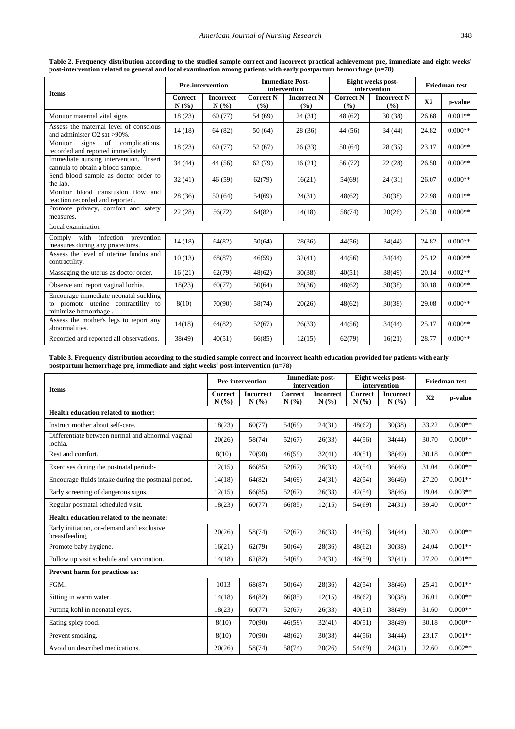**Table 2. Frequency distribution according to the studied sample correct and incorrect practical achievement pre, immediate and eight weeks' post-intervention related to general and local examination among patients with early postpartum hemorrhage (n=78)**

| Items | Pre-intervention | | Immediate Post-intervention | | Eight weeks post-intervention | | Friedman test | |
|---|---|---|---|---|---|---|---|---|
| | Correct N (%) | Incorrect N (%) | Correct N (%) | Incorrect N (%) | Correct N (%) | Incorrect N (%) | X2 | p-value |
| Monitor maternal vital signs | 18 (23) | 60 (77) | 54 (69) | 24 (31) | 48 (62) | 30 (38) | 26.68 | 0.001** |
| Assess the maternal level of conscious and administer O2 sat >90%. | 14 (18) | 64 (82) | 50 (64) | 28 (36) | 44 (56) | 34 (44) | 24.82 | 0.000** |
| Monitor signs of complications, recorded and reported immediately. | 18 (23) | 60 (77) | 52 (67) | 26 (33) | 50 (64) | 28 (35) | 23.17 | 0.000** |
| Immediate nursing intervention. "Insert cannula to obtain a blood sample. | 34 (44) | 44 (56) | 62 (79) | 16 (21) | 56 (72) | 22 (28) | 26.50 | 0.000** |
| Send blood sample as doctor order to the lab. | 32 (41) | 46 (59) | 62(79) | 16(21) | 54(69) | 24 (31) | 26.07 | 0.000** |
| Monitor blood transfusion flow and reaction recorded and reported. | 28 (36) | 50 (64) | 54(69) | 24(31) | 48(62) | 30(38) | 22.98 | 0.001** |
| Promote privacy, comfort and safety measures. | 22 (28) | 56(72) | 64(82) | 14(18) | 58(74) | 20(26) | 25.30 | 0.000** |
| Local examination | | | | | | | | |
| Comply with infection prevention measures during any procedures. | 14 (18) | 64(82) | 50(64) | 28(36) | 44(56) | 34(44) | 24.82 | 0.000** |
| Assess the level of uterine fundus and contractility. | 10 (13) | 68(87) | 46(59) | 32(41) | 44(56) | 34(44) | 25.12 | 0.000** |
| Massaging the uterus as doctor order. | 16 (21) | 62(79) | 48(62) | 30(38) | 40(51) | 38(49) | 20.14 | 0.002** |
| Observe and report vaginal lochia. | 18(23) | 60(77) | 50(64) | 28(36) | 48(62) | 30(38) | 30.18 | 0.000** |
| Encourage immediate neonatal suckling to promote uterine contractility to minimize hemorrhage . | 8(10) | 70(90) | 58(74) | 20(26) | 48(62) | 30(38) | 29.08 | 0.000** |
| Assess the mother's legs to report any abnormalities. | 14(18) | 64(82) | 52(67) | 26(33) | 44(56) | 34(44) | 25.17 | 0.000** |
| Recorded and reported all observations. | 38(49) | 40(51) | 66(85) | 12(15) | 62(79) | 16(21) | 28.77 | 0.000** |

**Table 3. Frequency distribution according to the studied sample correct and incorrect health education provided for patients with early postpartum hemorrhage pre, immediate and eight weeks' post-intervention (n=78)**

| Items | Pre-intervention | | Immediate post-intervention | | Eight weeks post-intervention | | Friedman test | |
|---|---|---|---|---|---|---|---|---|
| | Correct N (%) | Incorrect N (%) | Correct N (%) | Incorrect N (%) | Correct N (%) | Incorrect N (%) | X2 | p-value |
| **Health education related to mother:** | | | | | | | | |
| Instruct mother about self-care. | 18(23) | 60(77) | 54(69) | 24(31) | 48(62) | 30(38) | 33.22 | 0.000** |
| Differentiate between normal and abnormal vaginal lochia. | 20(26) | 58(74) | 52(67) | 26(33) | 44(56) | 34(44) | 30.70 | 0.000** |
| Rest and comfort. | 8(10) | 70(90) | 46(59) | 32(41) | 40(51) | 38(49) | 30.18 | 0.000** |
| Exercises during the postnatal period:- | 12(15) | 66(85) | 52(67) | 26(33) | 42(54) | 36(46) | 31.04 | 0.000** |
| Encourage fluids intake during the postnatal period. | 14(18) | 64(82) | 54(69) | 24(31) | 42(54) | 36(46) | 27.20 | 0.001** |
| Early screening of dangerous signs. | 12(15) | 66(85) | 52(67) | 26(33) | 42(54) | 38(46) | 19.04 | 0.003** |
| Regular postnatal scheduled visit. | 18(23) | 60(77) | 66(85) | 12(15) | 54(69) | 24(31) | 39.40 | 0.000** |
| **Health education related to the neonate:** | | | | | | | | |
| Early initiation, on-demand and exclusive breastfeeding, | 20(26) | 58(74) | 52(67) | 26(33) | 44(56) | 34(44) | 30.70 | 0.000** |
| Promote baby hygiene. | 16(21) | 62(79) | 50(64) | 28(36) | 48(62) | 30(38) | 24.04 | 0.001** |
| Follow up visit schedule and vaccination. | 14(18) | 62(82) | 54(69) | 24(31) | 46(59) | 32(41) | 27.20 | 0.001** |
| **Prevent harm for practices as:** | | | | | | | | |
| FGM. | 1013 | 68(87) | 50(64) | 28(36) | 42(54) | 38(46) | 25.41 | 0.001** |
| Sitting in warm water. | 14(18) | 64(82) | 66(85) | 12(15) | 48(62) | 30(38) | 26.01 | 0.000** |
| Putting kohl in neonatal eyes. | 18(23) | 60(77) | 52(67) | 26(33) | 40(51) | 38(49) | 31.60 | 0.000** |
| Eating spicy food. | 8(10) | 70(90) | 46(59) | 32(41) | 40(51) | 38(49) | 30.18 | 0.000** |
| Prevent smoking. | 8(10) | 70(90) | 48(62) | 30(38) | 44(56) | 34(44) | 23.17 | 0.001** |
| Avoid un described medications. | 20(26) | 58(74) | 58(74) | 20(26) | 54(69) | 24(31) | 22.60 | 0.002** |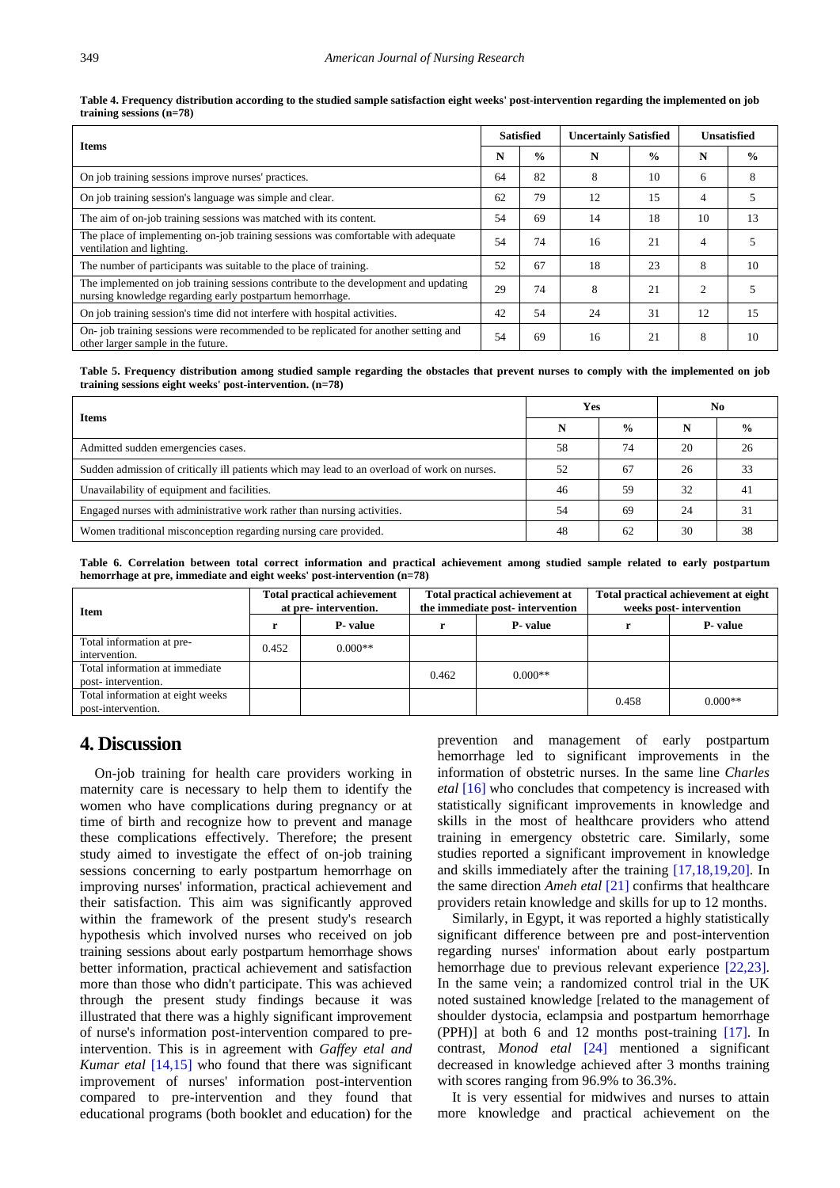**Table 4. Frequency distribution according to the studied sample satisfaction eight weeks' post-intervention regarding the implemented on job training sessions (n=78)**

| Items | Satisfied | | Uncertainly Satisfied | | Unsatisfied | |
|---|---|---|---|---|---|---|
| | N | % | N | % | N | % |
| On job training sessions improve nurses' practices. | 64 | 82 | 8 | 10 | 6 | 8 |
| On job training session's language was simple and clear. | 62 | 79 | 12 | 15 | 4 | 5 |
| The aim of on-job training sessions was matched with its content. | 54 | 69 | 14 | 18 | 10 | 13 |
| The place of implementing on-job training sessions was comfortable with adequate ventilation and lighting. | 54 | 74 | 16 | 21 | 4 | 5 |
| The number of participants was suitable to the place of training. | 52 | 67 | 18 | 23 | 8 | 10 |
| The implemented on job training sessions contribute to the development and updating nursing knowledge regarding early postpartum hemorrhage. | 29 | 74 | 8 | 21 | 2 | 5 |
| On job training session's time did not interfere with hospital activities. | 42 | 54 | 24 | 31 | 12 | 15 |
| On- job training sessions were recommended to be replicated for another setting and other larger sample in the future. | 54 | 69 | 16 | 21 | 8 | 10 |

**Table 5. Frequency distribution among studied sample regarding the obstacles that prevent nurses to comply with the implemented on job training sessions eight weeks' post-intervention. (n=78)**

| Items | Yes | | No | |
|---|---|---|---|---|
| | N | % | N | % |
| Admitted sudden emergencies cases. | 58 | 74 | 20 | 26 |
| Sudden admission of critically ill patients which may lead to an overload of work on nurses. | 52 | 67 | 26 | 33 |
| Unavailability of equipment and facilities. | 46 | 59 | 32 | 41 |
| Engaged nurses with administrative work rather than nursing activities. | 54 | 69 | 24 | 31 |
| Women traditional misconception regarding nursing care provided. | 48 | 62 | 30 | 38 |

**Table 6. Correlation between total correct information and practical achievement among studied sample related to early postpartum hemorrhage at pre, immediate and eight weeks' post-intervention (n=78)**

| Item | Total practical achievement at pre- intervention. | | Total practical achievement at the immediate post- intervention | | Total practical achievement at eight weeks post- intervention | |
|---|---|---|---|---|---|---|
| | r | P- value | r | P- value | r | P- value |
| Total information at pre-intervention. | 0.452 | 0.000** | | | | |
| Total information at immediate post- intervention. | | | 0.462 | 0.000** | | |
| Total information at eight weeks post-intervention. | | | | | 0.458 | 0.000** |

# 4. Discussion

On-job training for health care providers working in maternity care is necessary to help them to identify the women who have complications during pregnancy or at time of birth and recognize how to prevent and manage these complications effectively. Therefore; the present study aimed to investigate the effect of on-job training sessions concerning to early postpartum hemorrhage on improving nurses' information, practical achievement and their satisfaction. This aim was significantly approved within the framework of the present study's research hypothesis which involved nurses who received on job training sessions about early postpartum hemorrhage shows better information, practical achievement and satisfaction more than those who didn't participate. This was achieved through the present study findings because it was illustrated that there was a highly significant improvement of nurse's information post-intervention compared to pre-intervention. This is in agreement with *Gaffey etal and Kumar etal* [14,15] who found that there was significant improvement of nurses' information post-intervention compared to pre-intervention and they found that educational programs (both booklet and education) for the prevention and management of early postpartum hemorrhage led to significant improvements in the information of obstetric nurses. In the same line *Charles etal* [16] who concludes that competency is increased with statistically significant improvements in knowledge and skills in the most of healthcare providers who attend training in emergency obstetric care. Similarly, some studies reported a significant improvement in knowledge and skills immediately after the training [17,18,19,20]. In the same direction *Ameh etal* [21] confirms that healthcare providers retain knowledge and skills for up to 12 months.

Similarly, in Egypt, it was reported a highly statistically significant difference between pre and post-intervention regarding nurses' information about early postpartum hemorrhage due to previous relevant experience [22,23]. In the same vein; a randomized control trial in the UK noted sustained knowledge [related to the management of shoulder dystocia, eclampsia and postpartum hemorrhage (PPH)] at both 6 and 12 months post-training [17]. In contrast, *Monod etal* [24] mentioned a significant decreased in knowledge achieved after 3 months training with scores ranging from 96.9% to 36.3%.

It is very essential for midwives and nurses to attain more knowledge and practical achievement on the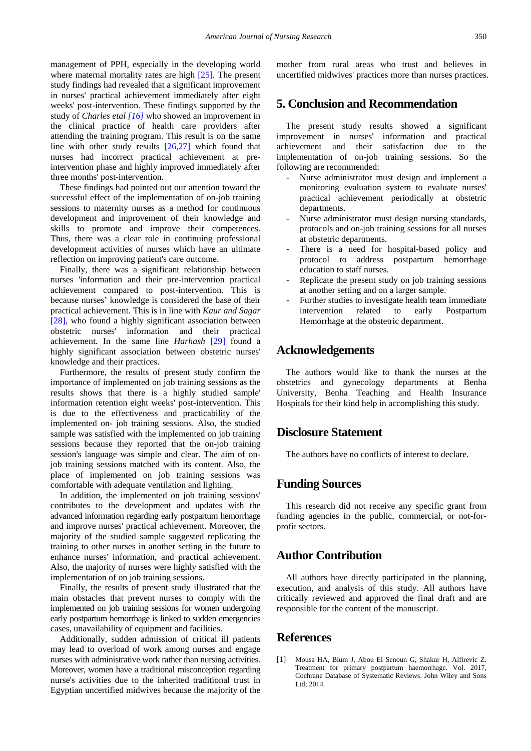management of PPH, especially in the developing world where maternal mortality rates are high [25]. The present study findings had revealed that a significant improvement in nurses' practical achievement immediately after eight weeks' post-intervention. These findings supported by the study of *Charles etal [16]* who showed an improvement in the clinical practice of health care providers after attending the training program. This result is on the same line with other study results [26,27] which found that nurses had incorrect practical achievement at pre-intervention phase and highly improved immediately after three months' post-intervention.

These findings had pointed out our attention toward the successful effect of the implementation of on-job training sessions to maternity nurses as a method for continuous development and improvement of their knowledge and skills to promote and improve their competences. Thus, there was a clear role in continuing professional development activities of nurses which have an ultimate reflection on improving patient's care outcome.

Finally, there was a significant relationship between nurses 'information and their pre-intervention practical achievement compared to post-intervention. This is because nurses' knowledge is considered the base of their practical achievement. This is in line with *Kaur and Sagar* [28], who found a highly significant association between obstetric nurses' information and their practical achievement. In the same line *Harhash* [29] found a highly significant association between obstetric nurses' knowledge and their practices.

Furthermore, the results of present study confirm the importance of implemented on job training sessions as the results shows that there is a highly studied sample' information retention eight weeks' post-intervention. This is due to the effectiveness and practicability of the implemented on- job training sessions. Also, the studied sample was satisfied with the implemented on job training sessions because they reported that the on-job training session's language was simple and clear. The aim of on-job training sessions matched with its content. Also, the place of implemented on job training sessions was comfortable with adequate ventilation and lighting.

In addition, the implemented on job training sessions' contributes to the development and updates with the advanced information regarding early postpartum hemorrhage and improve nurses' practical achievement. Moreover, the majority of the studied sample suggested replicating the training to other nurses in another setting in the future to enhance nurses' information, and practical achievement. Also, the majority of nurses were highly satisfied with the implementation of on job training sessions.

Finally, the results of present study illustrated that the main obstacles that prevent nurses to comply with the implemented on job training sessions for women undergoing early postpartum hemorrhage is linked to sudden emergencies cases, unavailability of equipment and facilities.

Additionally, sudden admission of critical ill patients may lead to overload of work among nurses and engage nurses with administrative work rather than nursing activities. Moreover, women have a traditional misconception regarding nurse's activities due to the inherited traditional trust in Egyptian uncertified midwives because the majority of the mother from rural areas who trust and believes in uncertified midwives' practices more than nurses practices.

## 5. Conclusion and Recommendation

The present study results showed a significant improvement in nurses' information and practical achievement and their satisfaction due to the implementation of on-job training sessions. So the following are recommended:

- Nurse administrator must design and implement a monitoring evaluation system to evaluate nurses' practical achievement periodically at obstetric departments.
- Nurse administrator must design nursing standards, protocols and on-job training sessions for all nurses at obstetric departments.
- There is a need for hospital-based policy and protocol to address postpartum hemorrhage education to staff nurses.
- Replicate the present study on job training sessions at another setting and on a larger sample.
- Further studies to investigate health team immediate intervention related to early Postpartum Hemorrhage at the obstetric department.

## Acknowledgements

The authors would like to thank the nurses at the obstetrics and gynecology departments at Benha University, Benha Teaching and Health Insurance Hospitals for their kind help in accomplishing this study.

## Disclosure Statement

The authors have no conflicts of interest to declare.

## Funding Sources

This research did not receive any specific grant from funding agencies in the public, commercial, or not-for-profit sectors.

## Author Contribution

All authors have directly participated in the planning, execution, and analysis of this study. All authors have critically reviewed and approved the final draft and are responsible for the content of the manuscript.

## References

[1] Mousa HA, Blum J, Abou El Senoun G, Shakur H, Alfirevic Z. Treatment for primary postpartum haemorrhage. Vol. 2017, Cochrane Database of Systematic Reviews. John Wiley and Sons Ltd; 2014.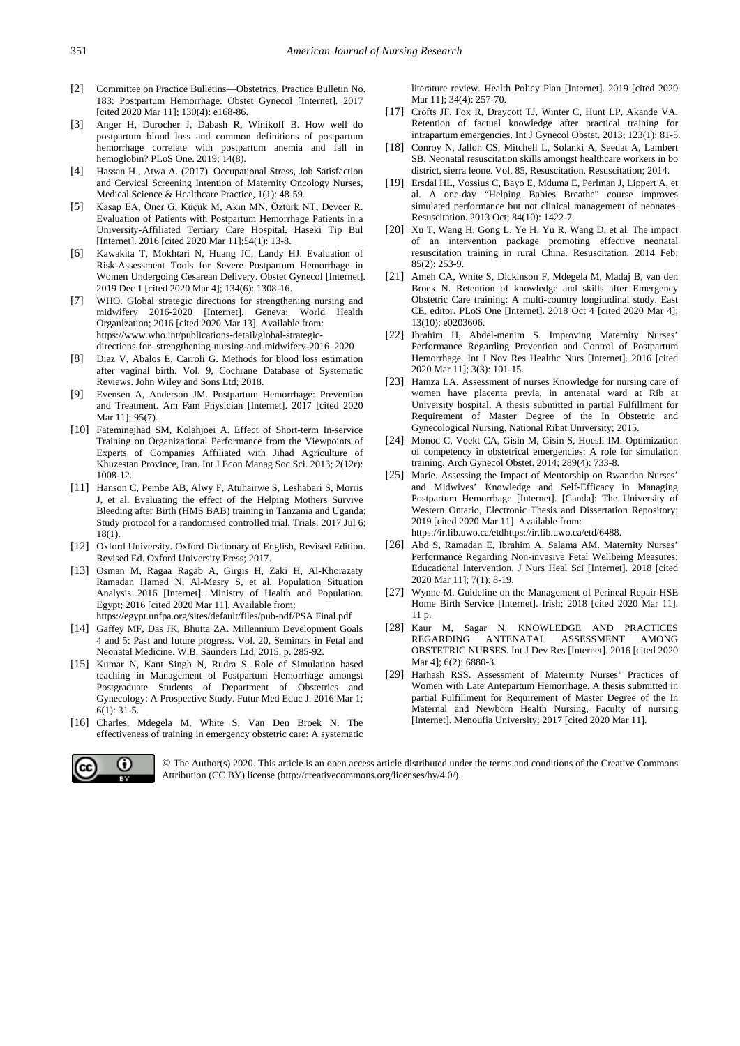[2] Committee on Practice Bulletins—Obstetrics. Practice Bulletin No. 183: Postpartum Hemorrhage. Obstet Gynecol [Internet]. 2017 [cited 2020 Mar 11]; 130(4): e168-86.

[3] Anger H, Durocher J, Dabash R, Winikoff B. How well do postpartum blood loss and common definitions of postpartum hemorrhage correlate with postpartum anemia and fall in hemoglobin? PLoS One. 2019; 14(8).

[4] Hassan H., Atwa A. (2017). Occupational Stress, Job Satisfaction and Cervical Screening Intention of Maternity Oncology Nurses, Medical Science & Healthcare Practice, 1(1): 48-59.

[5] Kasap EA, Öner G, Küçük M, Akın MN, Öztürk NT, Deveer R. Evaluation of Patients with Postpartum Hemorrhage Patients in a University-Affiliated Tertiary Care Hospital. Haseki Tip Bul [Internet]. 2016 [cited 2020 Mar 11];54(1): 13-8.

[6] Kawakita T, Mokhtari N, Huang JC, Landy HJ. Evaluation of Risk-Assessment Tools for Severe Postpartum Hemorrhage in Women Undergoing Cesarean Delivery. Obstet Gynecol [Internet]. 2019 Dec 1 [cited 2020 Mar 4]; 134(6): 1308-16.

[7] WHO. Global strategic directions for strengthening nursing and midwifery 2016-2020 [Internet]. Geneva: World Health Organization; 2016 [cited 2020 Mar 13]. Available from: https://www.who.int/publications-detail/global-strategic-directions-for- strengthening-nursing-and-midwifery-2016–2020

[8] Diaz V, Abalos E, Carroli G. Methods for blood loss estimation after vaginal birth. Vol. 9, Cochrane Database of Systematic Reviews. John Wiley and Sons Ltd; 2018.

[9] Evensen A, Anderson JM. Postpartum Hemorrhage: Prevention and Treatment. Am Fam Physician [Internet]. 2017 [cited 2020 Mar 11]; 95(7).

[10] Fateminejhad SM, Kolahjoei A. Effect of Short-term In-service Training on Organizational Performance from the Viewpoints of Experts of Companies Affiliated with Jihad Agriculture of Khuzestan Province, Iran. Int J Econ Manag Soc Sci. 2013; 2(12r): 1008-12.

[11] Hanson C, Pembe AB, Alwy F, Atuhairwe S, Leshabari S, Morris J, et al. Evaluating the effect of the Helping Mothers Survive Bleeding after Birth (HMS BAB) training in Tanzania and Uganda: Study protocol for a randomised controlled trial. Trials. 2017 Jul 6; 18(1).

[12] Oxford University. Oxford Dictionary of English, Revised Edition. Revised Ed. Oxford University Press; 2017.

[13] Osman M, Ragaa Ragab A, Girgis H, Zaki H, Al-Khorazaty Ramadan Hamed N, Al-Masry S, et al. Population Situation Analysis 2016 [Internet]. Ministry of Health and Population. Egypt; 2016 [cited 2020 Mar 11]. Available from: https://egypt.unfpa.org/sites/default/files/pub-pdf/PSA Final.pdf

[14] Gaffey MF, Das JK, Bhutta ZA. Millennium Development Goals 4 and 5: Past and future progress. Vol. 20, Seminars in Fetal and Neonatal Medicine. W.B. Saunders Ltd; 2015. p. 285-92.

[15] Kumar N, Kant Singh N, Rudra S. Role of Simulation based teaching in Management of Postpartum Hemorrhage amongst Postgraduate Students of Department of Obstetrics and Gynecology: A Prospective Study. Futur Med Educ J. 2016 Mar 1; 6(1): 31-5.

[16] Charles, Mdegela M, White S, Van Den Broek N. The effectiveness of training in emergency obstetric care: A systematic literature review. Health Policy Plan [Internet]. 2019 [cited 2020 Mar 11]; 34(4): 257-70.

[17] Crofts JF, Fox R, Draycott TJ, Winter C, Hunt LP, Akande VA. Retention of factual knowledge after practical training for intrapartum emergencies. Int J Gynecol Obstet. 2013; 123(1): 81-5.

[18] Conroy N, Jalloh CS, Mitchell L, Solanki A, Seedat A, Lambert SB. Neonatal resuscitation skills amongst healthcare workers in bo district, sierra leone. Vol. 85, Resuscitation. Resuscitation; 2014.

[19] Ersdal HL, Vossius C, Bayo E, Mduma E, Perlman J, Lippert A, et al. A one-day "Helping Babies Breathe" course improves simulated performance but not clinical management of neonates. Resuscitation. 2013 Oct; 84(10): 1422-7.

[20] Xu T, Wang H, Gong L, Ye H, Yu R, Wang D, et al. The impact of an intervention package promoting effective neonatal resuscitation training in rural China. Resuscitation. 2014 Feb; 85(2): 253-9.

[21] Ameh CA, White S, Dickinson F, Mdegela M, Madaj B, van den Broek N. Retention of knowledge and skills after Emergency Obstetric Care training: A multi-country longitudinal study. East CE, editor. PLoS One [Internet]. 2018 Oct 4 [cited 2020 Mar 4]; 13(10): e0203606.

[22] Ibrahim H, Abdel-menim S. Improving Maternity Nurses' Performance Regarding Prevention and Control of Postpartum Hemorrhage. Int J Nov Res Healthc Nurs [Internet]. 2016 [cited 2020 Mar 11]; 3(3): 101-15.

[23] Hamza LA. Assessment of nurses Knowledge for nursing care of women have placenta previa, in antenatal ward at Rib at University hospital. A thesis submitted in partial Fulfillment for Requirement of Master Degree of the In Obstetric and Gynecological Nursing. National Ribat University; 2015.

[24] Monod C, Voekt CA, Gisin M, Gisin S, Hoesli IM. Optimization of competency in obstetrical emergencies: A role for simulation training. Arch Gynecol Obstet. 2014; 289(4): 733-8.

[25] Marie. Assessing the Impact of Mentorship on Rwandan Nurses' and Midwives' Knowledge and Self-Efficacy in Managing Postpartum Hemorrhage [Internet]. [Canda]: The University of Western Ontario, Electronic Thesis and Dissertation Repository; 2019 [cited 2020 Mar 11]. Available from: https://ir.lib.uwo.ca/etdhttps://ir.lib.uwo.ca/etd/6488.

[26] Abd S, Ramadan E, Ibrahim A, Salama AM. Maternity Nurses' Performance Regarding Non-invasive Fetal Wellbeing Measures: Educational Intervention. J Nurs Heal Sci [Internet]. 2018 [cited 2020 Mar 11]; 7(1): 8-19.

[27] Wynne M. Guideline on the Management of Perineal Repair HSE Home Birth Service [Internet]. Irish; 2018 [cited 2020 Mar 11]. 11 p.

[28] Kaur M, Sagar N. KNOWLEDGE AND PRACTICES REGARDING ANTENATAL ASSESSMENT AMONG OBSTETRIC NURSES. Int J Dev Res [Internet]. 2016 [cited 2020 Mar 4]; 6(2): 6880-3.

[29] Harhash RSS. Assessment of Maternity Nurses' Practices of Women with Late Antepartum Hemorrhage. A thesis submitted in partial Fulfillment for Requirement of Master Degree of the In Maternal and Newborn Health Nursing, Faculty of nursing [Internet]. Menoufia University; 2017 [cited 2020 Mar 11].

© The Author(s) 2020. This article is an open access article distributed under the terms and conditions of the Creative Commons Attribution (CC BY) license (http://creativecommons.org/licenses/by/4.0/).